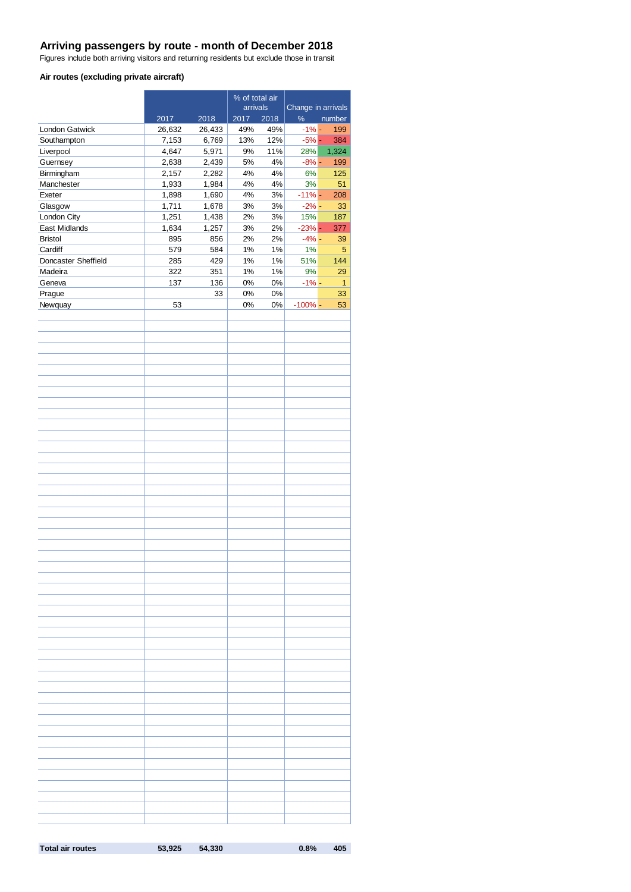# Arriving passengers by route - month of December 2018

Figures include both arriving visitors and returning residents but exclude those in transit

### Air routes (excluding private aircraft)

| | | | % of total air arrivals | | Change in arrivals | |
|---|---|---|---|---|---|---|
| | 2017 | 2018 | 2017 | 2018 | % | number |
| London Gatwick | 26,632 | 26,433 | 49% | 49% | -1% | - 199 |
| Southampton | 7,153 | 6,769 | 13% | 12% | -5% | - 384 |
| Liverpool | 4,647 | 5,971 | 9% | 11% | 28% | 1,324 |
| Guernsey | 2,638 | 2,439 | 5% | 4% | -8% | - 199 |
| Birmingham | 2,157 | 2,282 | 4% | 4% | 6% | 125 |
| Manchester | 1,933 | 1,984 | 4% | 4% | 3% | 51 |
| Exeter | 1,898 | 1,690 | 4% | 3% | -11% | - 208 |
| Glasgow | 1,711 | 1,678 | 3% | 3% | -2% | - 33 |
| London City | 1,251 | 1,438 | 2% | 3% | 15% | 187 |
| East Midlands | 1,634 | 1,257 | 3% | 2% | -23% | - 377 |
| Bristol | 895 | 856 | 2% | 2% | -4% | - 39 |
| Cardiff | 579 | 584 | 1% | 1% | 1% | 5 |
| Doncaster Sheffield | 285 | 429 | 1% | 1% | 51% | 144 |
| Madeira | 322 | 351 | 1% | 1% | 9% | 29 |
| Geneva | 137 | 136 | 0% | 0% | -1% | - 1 |
| Prague | | 33 | 0% | 0% | | 33 |
| Newquay | 53 | | 0% | 0% | -100% | - 53 |
| **Total air routes** | **53,925** | **54,330** | | | **0.8%** | **405** |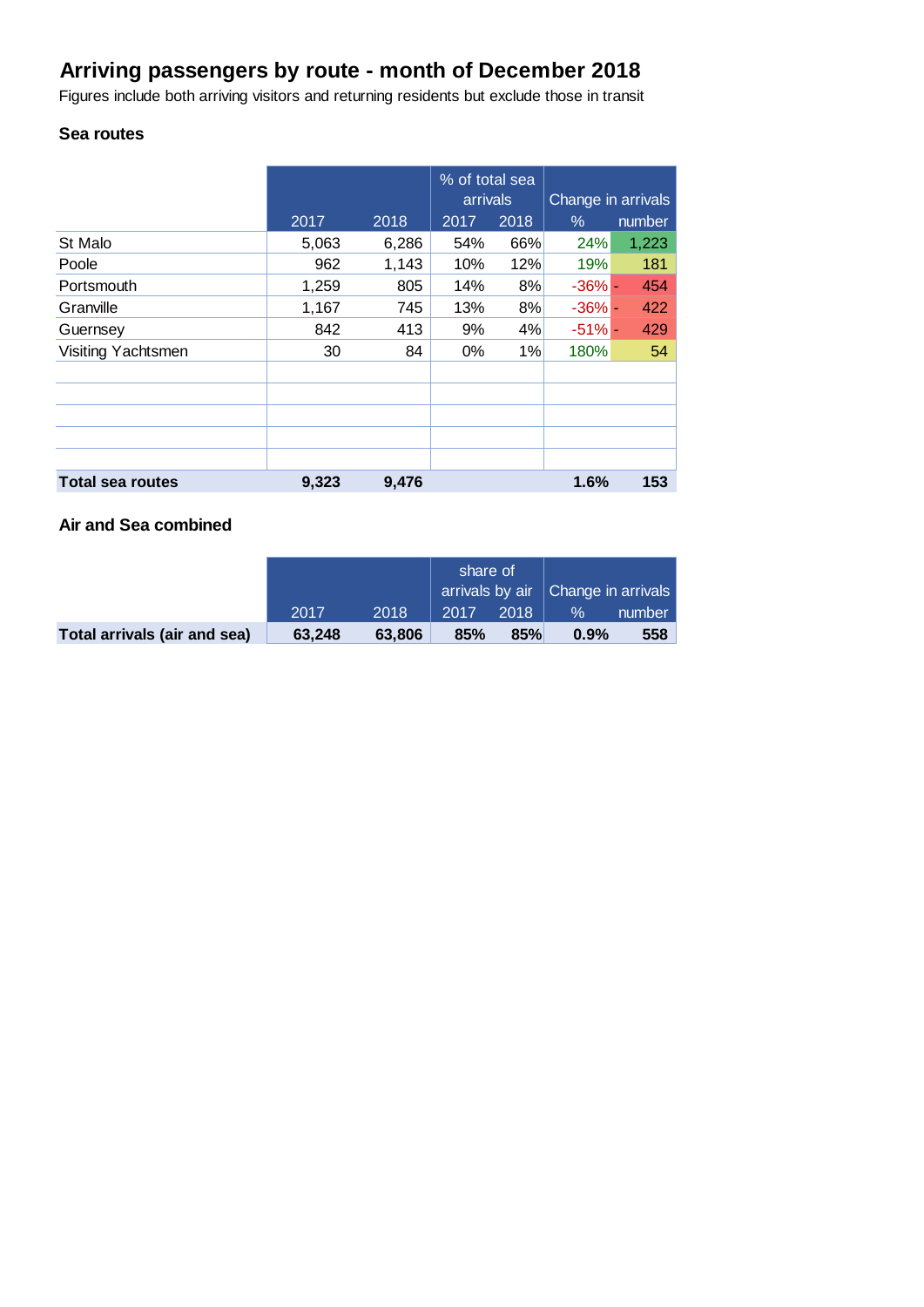# Arriving passengers by route - month of December 2018

Figures include both arriving visitors and returning residents but exclude those in transit

### Sea routes

| | | | % of total sea arrivals | | Change in arrivals | |
|---|---|---|---|---|---|---|
| | 2017 | 2018 | 2017 | 2018 | % | number |
| St Malo | 5,063 | 6,286 | 54% | 66% | 24% | 1,223 |
| Poole | 962 | 1,143 | 10% | 12% | 19% | 181 |
| Portsmouth | 1,259 | 805 | 14% | 8% | -36% | - 454 |
| Granville | 1,167 | 745 | 13% | 8% | -36% | - 422 |
| Guernsey | 842 | 413 | 9% | 4% | -51% | - 429 |
| Visiting Yachtsmen | 30 | 84 | 0% | 1% | 180% | 54 |
| **Total sea routes** | **9,323** | **9,476** | | | **1.6%** | **153** |

### Air and Sea combined

| | | | share of arrivals by air | | Change in arrivals | |
|---|---|---|---|---|---|---|
| | 2017 | 2018 | 2017 | 2018 | % | number |
| **Total arrivals (air and sea)** | **63,248** | **63,806** | **85%** | **85%** | **0.9%** | **558** |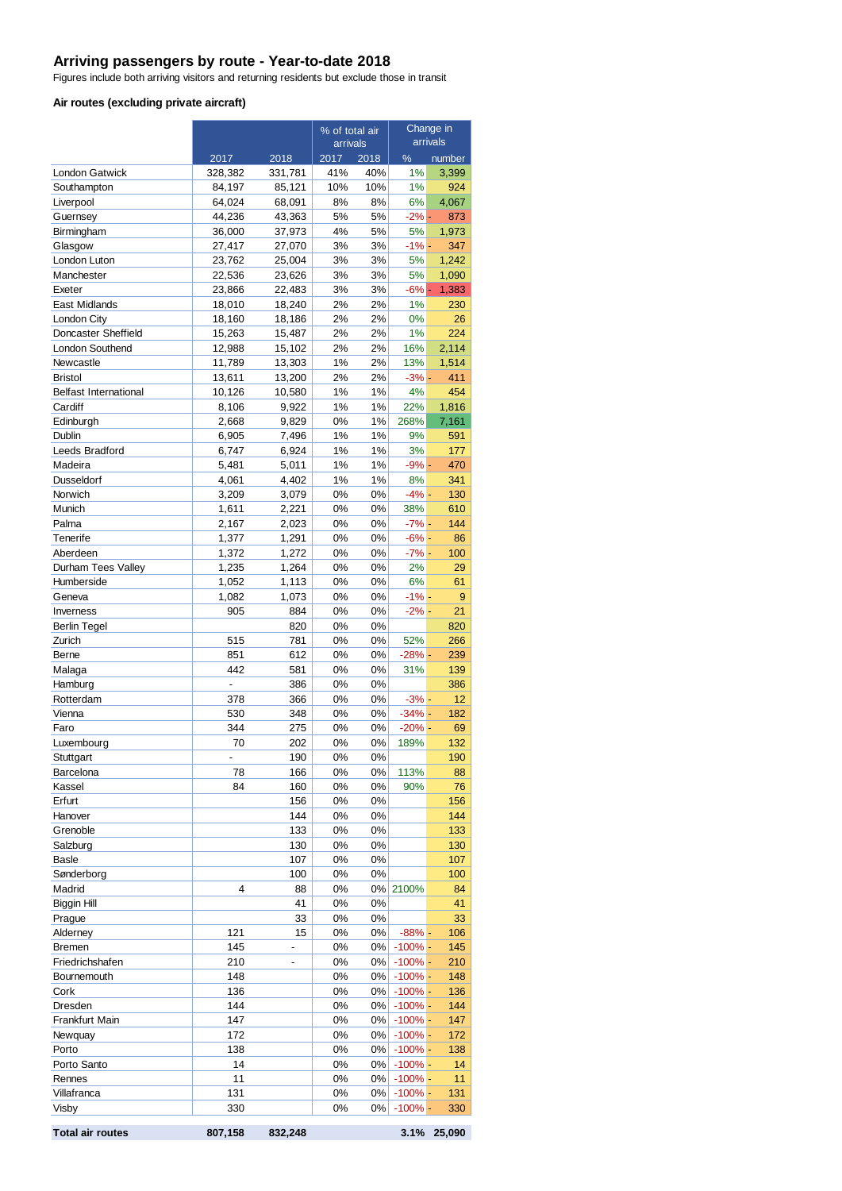# Arriving passengers by route - Year-to-date 2018

Figures include both arriving visitors and returning residents but exclude those in transit

### Air routes (excluding private aircraft)

| | | | % of total air arrivals | | Change in arrivals | |
|---|---|---|---|---|---|---|
| | 2017 | 2018 | 2017 | 2018 | % | number |
| London Gatwick | 328,382 | 331,781 | 41% | 40% | 1% | 3,399 |
| Southampton | 84,197 | 85,121 | 10% | 10% | 1% | 924 |
| Liverpool | 64,024 | 68,091 | 8% | 8% | 6% | 4,067 |
| Guernsey | 44,236 | 43,363 | 5% | 5% | -2% | - 873 |
| Birmingham | 36,000 | 37,973 | 4% | 5% | 5% | 1,973 |
| Glasgow | 27,417 | 27,070 | 3% | 3% | -1% | - 347 |
| London Luton | 23,762 | 25,004 | 3% | 3% | 5% | 1,242 |
| Manchester | 22,536 | 23,626 | 3% | 3% | 5% | 1,090 |
| Exeter | 23,866 | 22,483 | 3% | 3% | -6% | - 1,383 |
| East Midlands | 18,010 | 18,240 | 2% | 2% | 1% | 230 |
| London City | 18,160 | 18,186 | 2% | 2% | 0% | 26 |
| Doncaster Sheffield | 15,263 | 15,487 | 2% | 2% | 1% | 224 |
| London Southend | 12,988 | 15,102 | 2% | 2% | 16% | 2,114 |
| Newcastle | 11,789 | 13,303 | 1% | 2% | 13% | 1,514 |
| Bristol | 13,611 | 13,200 | 2% | 2% | -3% | - 411 |
| Belfast International | 10,126 | 10,580 | 1% | 1% | 4% | 454 |
| Cardiff | 8,106 | 9,922 | 1% | 1% | 22% | 1,816 |
| Edinburgh | 2,668 | 9,829 | 0% | 1% | 268% | 7,161 |
| Dublin | 6,905 | 7,496 | 1% | 1% | 9% | 591 |
| Leeds Bradford | 6,747 | 6,924 | 1% | 1% | 3% | 177 |
| Madeira | 5,481 | 5,011 | 1% | 1% | -9% | - 470 |
| Dusseldorf | 4,061 | 4,402 | 1% | 1% | 8% | 341 |
| Norwich | 3,209 | 3,079 | 0% | 0% | -4% | - 130 |
| Munich | 1,611 | 2,221 | 0% | 0% | 38% | 610 |
| Palma | 2,167 | 2,023 | 0% | 0% | -7% | - 144 |
| Tenerife | 1,377 | 1,291 | 0% | 0% | -6% | - 86 |
| Aberdeen | 1,372 | 1,272 | 0% | 0% | -7% | - 100 |
| Durham Tees Valley | 1,235 | 1,264 | 0% | 0% | 2% | 29 |
| Humberside | 1,052 | 1,113 | 0% | 0% | 6% | 61 |
| Geneva | 1,082 | 1,073 | 0% | 0% | -1% | - 9 |
| Inverness | 905 | 884 | 0% | 0% | -2% | - 21 |
| Berlin Tegel | | 820 | 0% | 0% | | 820 |
| Zurich | 515 | 781 | 0% | 0% | 52% | 266 |
| Berne | 851 | 612 | 0% | 0% | -28% | - 239 |
| Malaga | 442 | 581 | 0% | 0% | 31% | 139 |
| Hamburg | - | 386 | 0% | 0% | | 386 |
| Rotterdam | 378 | 366 | 0% | 0% | -3% | - 12 |
| Vienna | 530 | 348 | 0% | 0% | -34% | - 182 |
| Faro | 344 | 275 | 0% | 0% | -20% | - 69 |
| Luxembourg | 70 | 202 | 0% | 0% | 189% | 132 |
| Stuttgart | - | 190 | 0% | 0% | | 190 |
| Barcelona | 78 | 166 | 0% | 0% | 113% | 88 |
| Kassel | 84 | 160 | 0% | 0% | 90% | 76 |
| Erfurt | | 156 | 0% | 0% | | 156 |
| Hanover | | 144 | 0% | 0% | | 144 |
| Grenoble | | 133 | 0% | 0% | | 133 |
| Salzburg | | 130 | 0% | 0% | | 130 |
| Basle | | 107 | 0% | 0% | | 107 |
| Sønderborg | | 100 | 0% | 0% | | 100 |
| Madrid | 4 | 88 | 0% | 0% | 2100% | 84 |
| Biggin Hill | | 41 | 0% | 0% | | 41 |
| Prague | | 33 | 0% | 0% | | 33 |
| Alderney | 121 | 15 | 0% | 0% | -88% | - 106 |
| Bremen | 145 | - | 0% | 0% | -100% | - 145 |
| Friedrichshafen | 210 | - | 0% | 0% | -100% | - 210 |
| Bournemouth | 148 | | 0% | 0% | -100% | - 148 |
| Cork | 136 | | 0% | 0% | -100% | - 136 |
| Dresden | 144 | | 0% | 0% | -100% | - 144 |
| Frankfurt Main | 147 | | 0% | 0% | -100% | - 147 |
| Newquay | 172 | | 0% | 0% | -100% | - 172 |
| Porto | 138 | | 0% | 0% | -100% | - 138 |
| Porto Santo | 14 | | 0% | 0% | -100% | - 14 |
| Rennes | 11 | | 0% | 0% | -100% | - 11 |
| Villafranca | 131 | | 0% | 0% | -100% | - 131 |
| Visby | 330 | | 0% | 0% | -100% | - 330 |
| **Total air routes** | **807,158** | **832,248** | | | **3.1%** | **25,090** |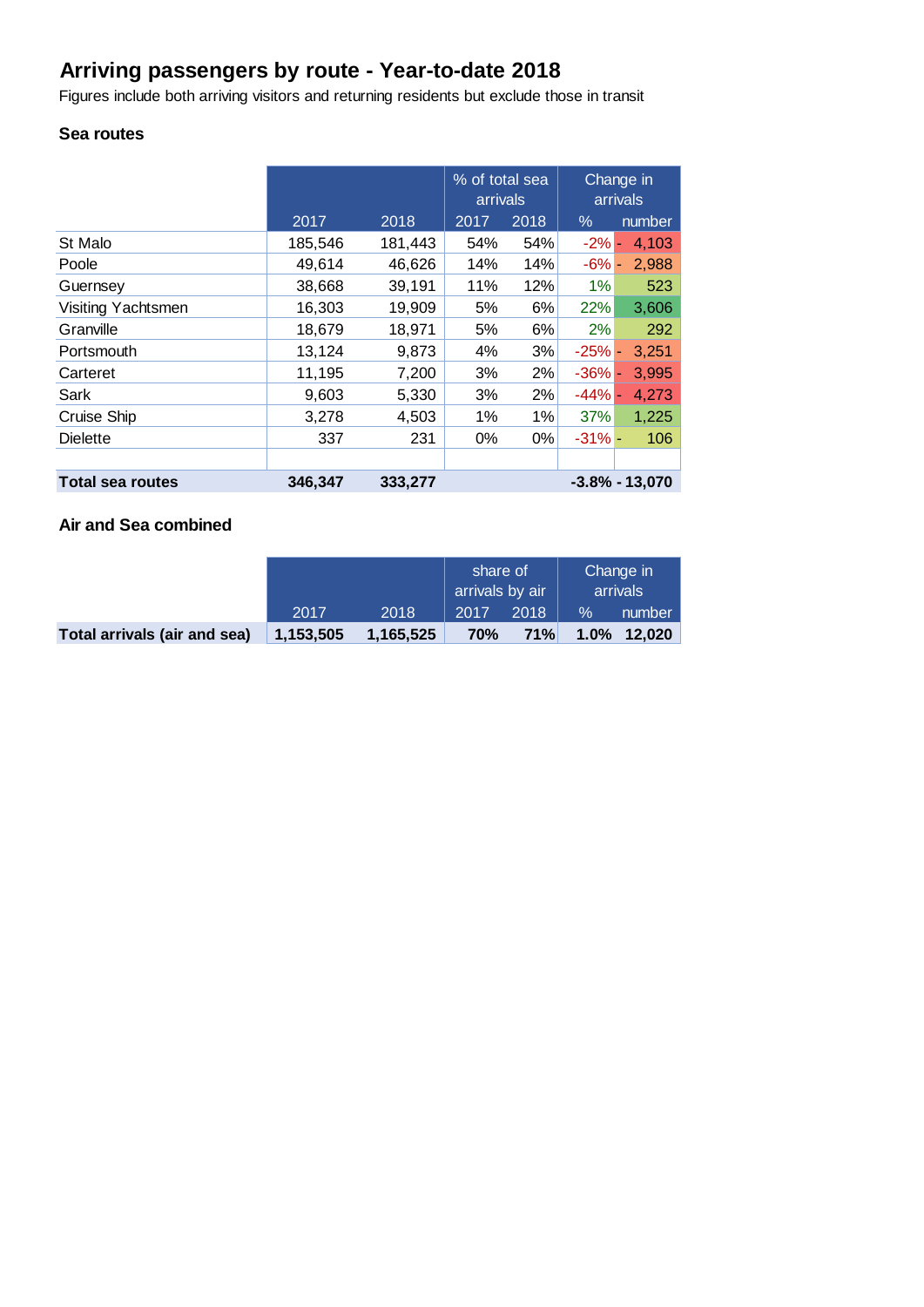# Arriving passengers by route - Year-to-date 2018

Figures include both arriving visitors and returning residents but exclude those in transit

### Sea routes

| | | | % of total sea arrivals | | Change in arrivals | |
|---|---|---|---|---|---|---|
| | 2017 | 2018 | 2017 | 2018 | % | number |
| St Malo | 185,546 | 181,443 | 54% | 54% | -2% | - 4,103 |
| Poole | 49,614 | 46,626 | 14% | 14% | -6% | - 2,988 |
| Guernsey | 38,668 | 39,191 | 11% | 12% | 1% | 523 |
| Visiting Yachtsmen | 16,303 | 19,909 | 5% | 6% | 22% | 3,606 |
| Granville | 18,679 | 18,971 | 5% | 6% | 2% | 292 |
| Portsmouth | 13,124 | 9,873 | 4% | 3% | -25% | - 3,251 |
| Carteret | 11,195 | 7,200 | 3% | 2% | -36% | - 3,995 |
| Sark | 9,603 | 5,330 | 3% | 2% | -44% | - 4,273 |
| Cruise Ship | 3,278 | 4,503 | 1% | 1% | 37% | 1,225 |
| Dielette | 337 | 231 | 0% | 0% | -31% | - 106 |
| | | | | | | |
| **Total sea routes** | **346,347** | **333,277** | | | **-3.8%** | **- 13,070** |

### Air and Sea combined

| | | | share of arrivals by air | | Change in arrivals | |
|---|---|---|---|---|---|---|
| | 2017 | 2018 | 2017 | 2018 | % | number |
| **Total arrivals (air and sea)** | **1,153,505** | **1,165,525** | **70%** | **71%** | **1.0%** | **12,020** |